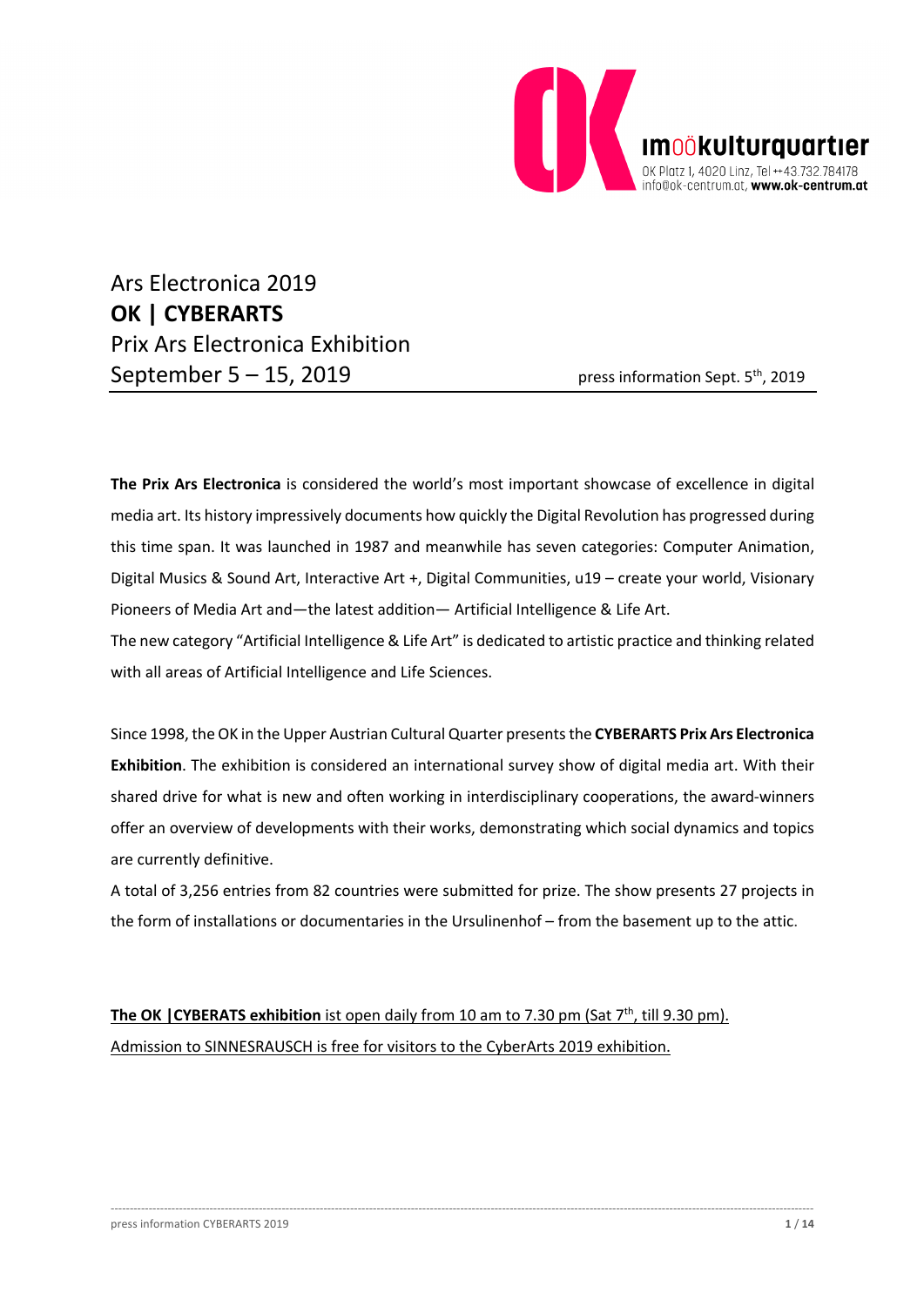OK Platz 1, 4020 Linz, Tel ++43.732.784178
info@ok-centrum.at, **www.ok-centrum.at**

# Ars Electronica 2019
# **OK | CYBERARTS**
## Prix Ars Electronica Exhibition
## September 5 – 15, 2019

press information Sept. 5th, 2019

**The Prix Ars Electronica** is considered the world's most important showcase of excellence in digital media art. Its history impressively documents how quickly the Digital Revolution has progressed during this time span. It was launched in 1987 and meanwhile has seven categories: Computer Animation, Digital Musics & Sound Art, Interactive Art +, Digital Communities, u19 – create your world, Visionary Pioneers of Media Art and—the latest addition— Artificial Intelligence & Life Art.
The new category "Artificial Intelligence & Life Art" is dedicated to artistic practice and thinking related with all areas of Artificial Intelligence and Life Sciences.

Since 1998, the OK in the Upper Austrian Cultural Quarter presents the **CYBERARTS Prix Ars Electronica Exhibition**. The exhibition is considered an international survey show of digital media art. With their shared drive for what is new and often working in interdisciplinary cooperations, the award-winners offer an overview of developments with their works, demonstrating which social dynamics and topics are currently definitive.
A total of 3,256 entries from 82 countries were submitted for prize. The show presents 27 projects in the form of installations or documentaries in the Ursulinenhof – from the basement up to the attic.

**The OK |CYBERATS exhibition** ist open daily from 10 am to 7.30 pm (Sat 7th, till 9.30 pm).
Admission to SINNESRAUSCH is free for visitors to the CyberArts 2019 exhibition.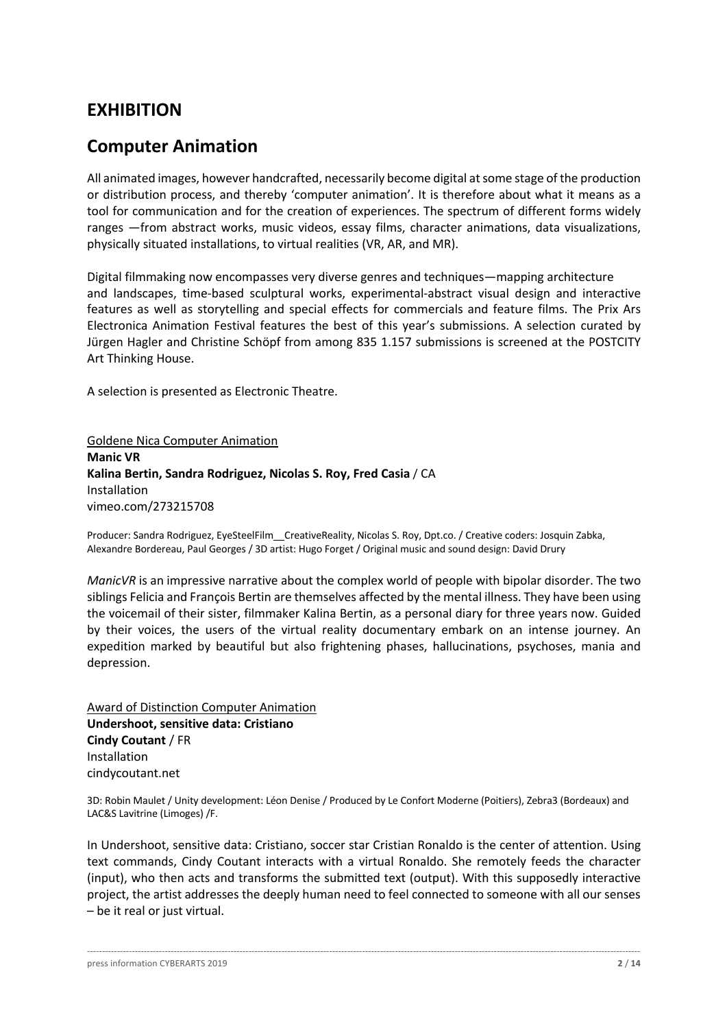# EXHIBITION

# Computer Animation

All animated images, however handcrafted, necessarily become digital at some stage of the production or distribution process, and thereby 'computer animation'. It is therefore about what it means as a tool for communication and for the creation of experiences. The spectrum of different forms widely ranges —from abstract works, music videos, essay films, character animations, data visualizations, physically situated installations, to virtual realities (VR, AR, and MR).

Digital filmmaking now encompasses very diverse genres and techniques—mapping architecture and landscapes, time-based sculptural works, experimental-abstract visual design and interactive features as well as storytelling and special effects for commercials and feature films. The Prix Ars Electronica Animation Festival features the best of this year's submissions. A selection curated by Jürgen Hagler and Christine Schöpf from among 835 1.157 submissions is screened at the POSTCITY Art Thinking House.

A selection is presented as Electronic Theatre.

Goldene Nica Computer Animation
**Manic VR**
**Kalina Bertin, Sandra Rodriguez, Nicolas S. Roy, Fred Casia** / CA
Installation
vimeo.com/273215708

Producer: Sandra Rodriguez, EyeSteelFilm__CreativeReality, Nicolas S. Roy, Dpt.co. / Creative coders: Josquin Zabka, Alexandre Bordereau, Paul Georges / 3D artist: Hugo Forget / Original music and sound design: David Drury

*ManicVR* is an impressive narrative about the complex world of people with bipolar disorder. The two siblings Felicia and François Bertin are themselves affected by the mental illness. They have been using the voicemail of their sister, filmmaker Kalina Bertin, as a personal diary for three years now. Guided by their voices, the users of the virtual reality documentary embark on an intense journey. An expedition marked by beautiful but also frightening phases, hallucinations, psychoses, mania and depression.

Award of Distinction Computer Animation
**Undershoot, sensitive data: Cristiano**
**Cindy Coutant** / FR
Installation
cindycoutant.net

3D: Robin Maulet / Unity development: Léon Denise / Produced by Le Confort Moderne (Poitiers), Zebra3 (Bordeaux) and LAC&S Lavitrine (Limoges) /F.

In Undershoot, sensitive data: Cristiano, soccer star Cristian Ronaldo is the center of attention. Using text commands, Cindy Coutant interacts with a virtual Ronaldo. She remotely feeds the character (input), who then acts and transforms the submitted text (output). With this supposedly interactive project, the artist addresses the deeply human need to feel connected to someone with all our senses – be it real or just virtual.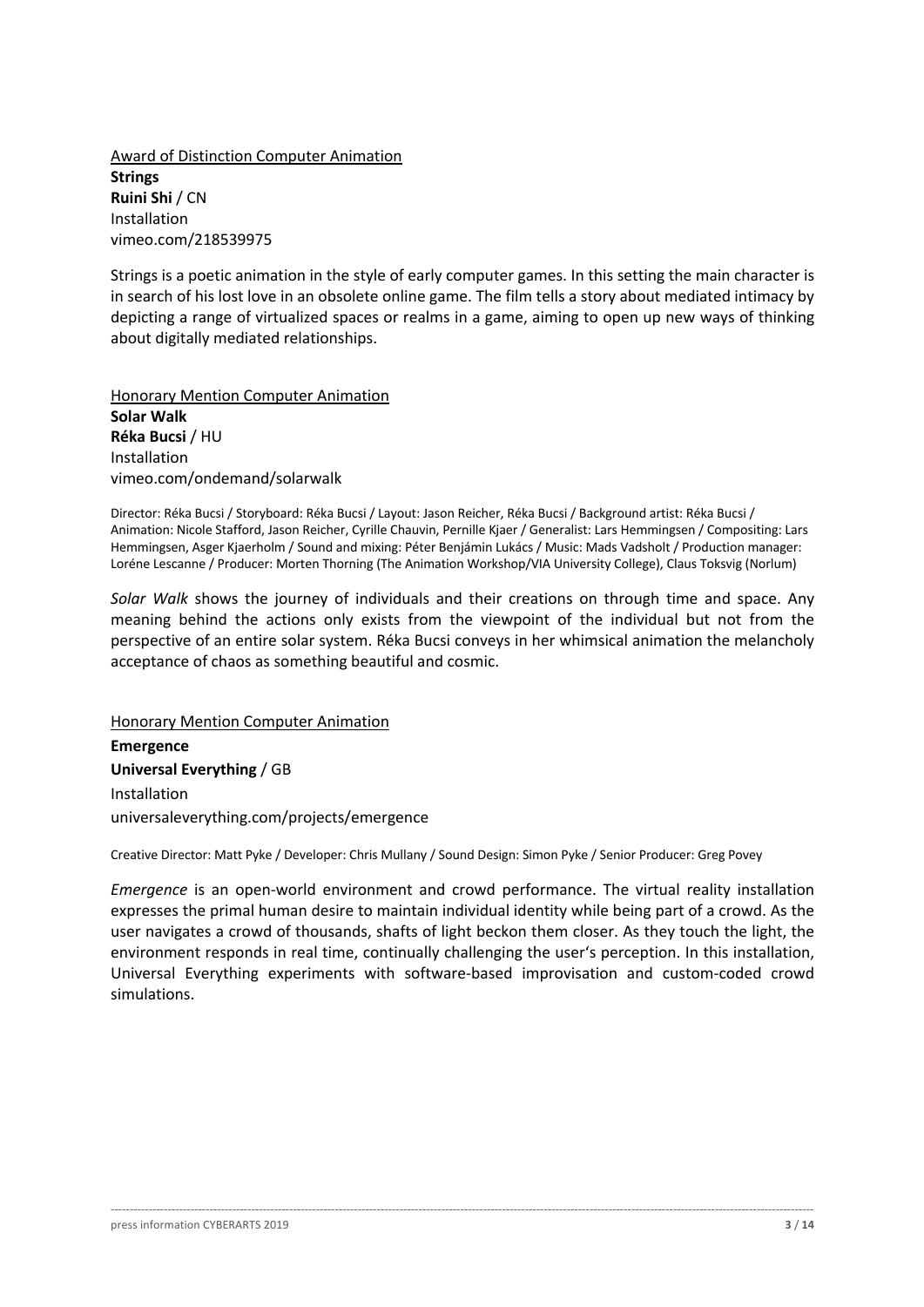Award of Distinction Computer Animation
**Strings**
**Ruini Shi** / CN
Installation
vimeo.com/218539975

Strings is a poetic animation in the style of early computer games. In this setting the main character is in search of his lost love in an obsolete online game. The film tells a story about mediated intimacy by depicting a range of virtualized spaces or realms in a game, aiming to open up new ways of thinking about digitally mediated relationships.

Honorary Mention Computer Animation
**Solar Walk**
**Réka Bucsi** / HU
Installation
vimeo.com/ondemand/solarwalk

Director: Réka Bucsi / Storyboard: Réka Bucsi / Layout: Jason Reicher, Réka Bucsi / Background artist: Réka Bucsi / Animation: Nicole Stafford, Jason Reicher, Cyrille Chauvin, Pernille Kjaer / Generalist: Lars Hemmingsen / Compositing: Lars Hemmingsen, Asger Kjaerholm / Sound and mixing: Péter Benjámin Lukács / Music: Mads Vadsholt / Production manager: Loréne Lescanne / Producer: Morten Thorning (The Animation Workshop/VIA University College), Claus Toksvig (Norlum)

*Solar Walk* shows the journey of individuals and their creations on through time and space. Any meaning behind the actions only exists from the viewpoint of the individual but not from the perspective of an entire solar system. Réka Bucsi conveys in her whimsical animation the melancholy acceptance of chaos as something beautiful and cosmic.

Honorary Mention Computer Animation
**Emergence**
**Universal Everything** / GB
Installation
universaleverything.com/projects/emergence

Creative Director: Matt Pyke / Developer: Chris Mullany / Sound Design: Simon Pyke / Senior Producer: Greg Povey

*Emergence* is an open-world environment and crowd performance. The virtual reality installation expresses the primal human desire to maintain individual identity while being part of a crowd. As the user navigates a crowd of thousands, shafts of light beckon them closer. As they touch the light, the environment responds in real time, continually challenging the user's perception. In this installation, Universal Everything experiments with software-based improvisation and custom-coded crowd simulations.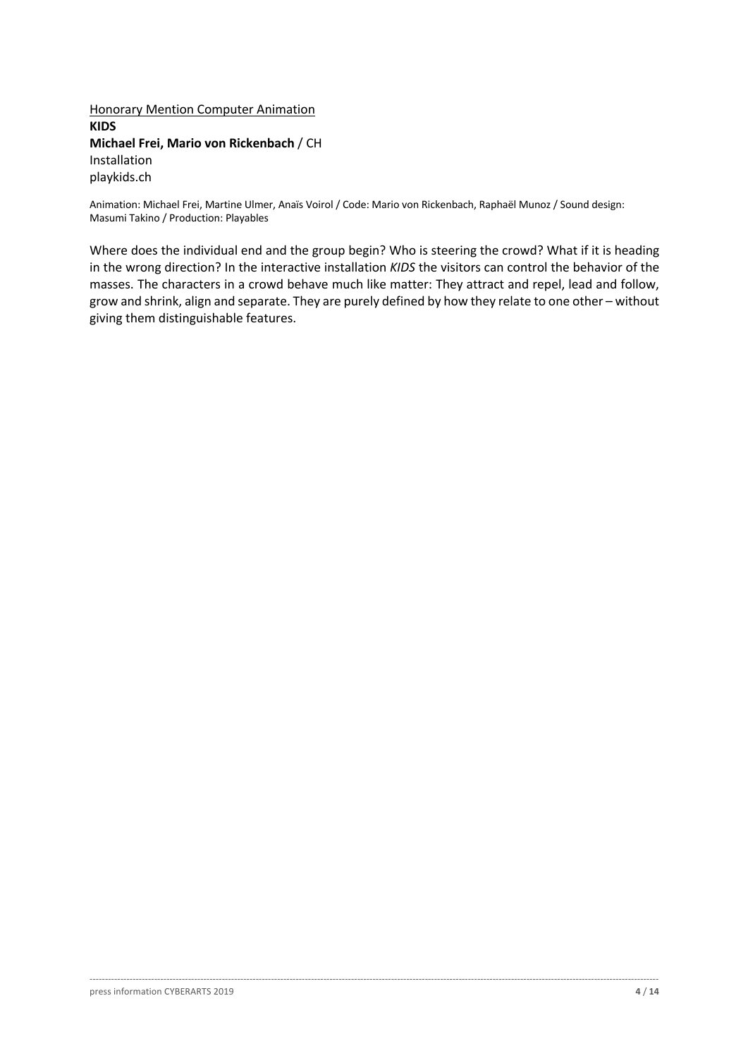<u>Honorary Mention Computer Animation</u>
**KIDS**
**Michael Frei, Mario von Rickenbach** / CH
Installation
playkids.ch

Animation: Michael Frei, Martine Ulmer, Anaïs Voirol / Code: Mario von Rickenbach, Raphaël Munoz / Sound design: Masumi Takino / Production: Playables

Where does the individual end and the group begin? Who is steering the crowd? What if it is heading in the wrong direction? In the interactive installation *KIDS* the visitors can control the behavior of the masses. The characters in a crowd behave much like matter: They attract and repel, lead and follow, grow and shrink, align and separate. They are purely defined by how they relate to one other – without giving them distinguishable features.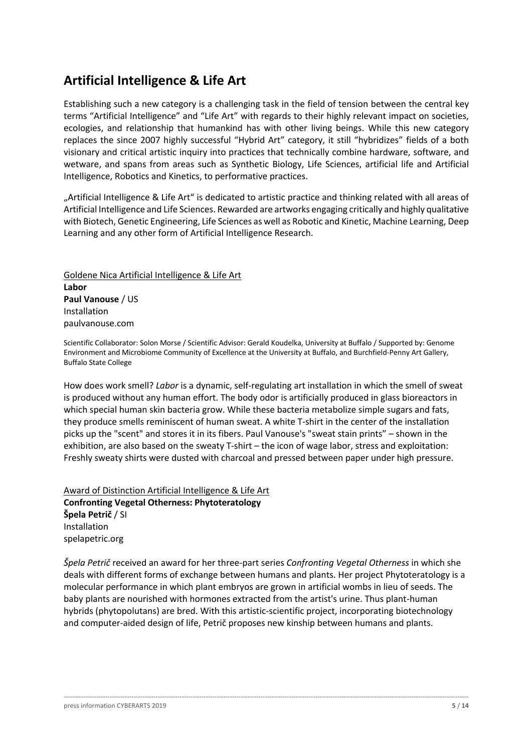## Artificial Intelligence & Life Art

Establishing such a new category is a challenging task in the field of tension between the central key terms “Artificial Intelligence” and “Life Art” with regards to their highly relevant impact on societies, ecologies, and relationship that humankind has with other living beings. While this new category replaces the since 2007 highly successful “Hybrid Art” category, it still “hybridizes” fields of a both visionary and critical artistic inquiry into practices that technically combine hardware, software, and wetware, and spans from areas such as Synthetic Biology, Life Sciences, artificial life and Artificial Intelligence, Robotics and Kinetics, to performative practices.

„Artificial Intelligence & Life Art“ is dedicated to artistic practice and thinking related with all areas of Artificial Intelligence and Life Sciences. Rewarded are artworks engaging critically and highly qualitative with Biotech, Genetic Engineering, Life Sciences as well as Robotic and Kinetic, Machine Learning, Deep Learning and any other form of Artificial Intelligence Research.

Goldene Nica Artificial Intelligence & Life Art
**Labor**
**Paul Vanouse** / US
Installation
paulvanouse.com

Scientific Collaborator: Solon Morse / Scientific Advisor: Gerald Koudelka, University at Buffalo / Supported by: Genome Environment and Microbiome Community of Excellence at the University at Buffalo, and Burchfield-Penny Art Gallery, Buffalo State College

How does work smell? *Labor* is a dynamic, self-regulating art installation in which the smell of sweat is produced without any human effort. The body odor is artificially produced in glass bioreactors in which special human skin bacteria grow. While these bacteria metabolize simple sugars and fats, they produce smells reminiscent of human sweat. A white T-shirt in the center of the installation picks up the "scent" and stores it in its fibers. Paul Vanouse's "sweat stain prints” – shown in the exhibition, are also based on the sweaty T-shirt – the icon of wage labor, stress and exploitation: Freshly sweaty shirts were dusted with charcoal and pressed between paper under high pressure.

Award of Distinction Artificial Intelligence & Life Art
**Confronting Vegetal Otherness: Phytoteratology**
**Špela Petrič** / SI
Installation
spelapetric.org

*Špela Petrič* received an award for her three-part series *Confronting Vegetal Otherness* in which she deals with different forms of exchange between humans and plants. Her project Phytoteratology is a molecular performance in which plant embryos are grown in artificial wombs in lieu of seeds. The baby plants are nourished with hormones extracted from the artist's urine. Thus plant-human hybrids (phytopolutans) are bred. With this artistic-scientific project, incorporating biotechnology and computer-aided design of life, Petrič proposes new kinship between humans and plants.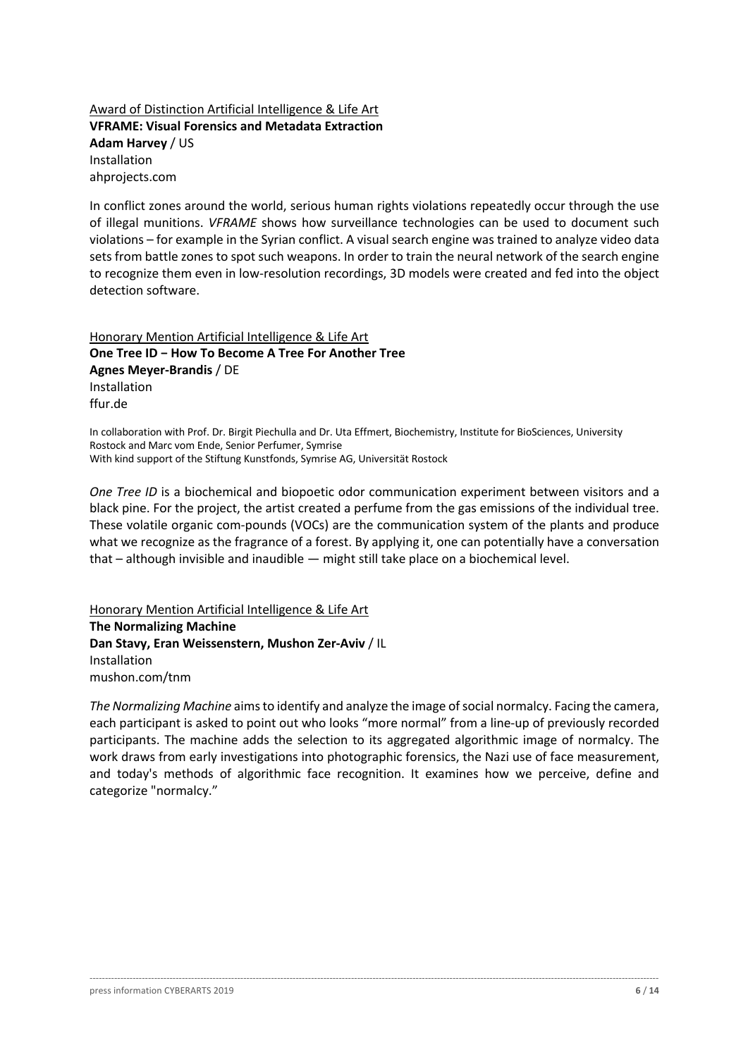Award of Distinction Artificial Intelligence & Life Art
**VFRAME: Visual Forensics and Metadata Extraction**
**Adam Harvey** / US
Installation
ahprojects.com

In conflict zones around the world, serious human rights violations repeatedly occur through the use of illegal munitions. *VFRAME* shows how surveillance technologies can be used to document such violations – for example in the Syrian conflict. A visual search engine was trained to analyze video data sets from battle zones to spot such weapons. In order to train the neural network of the search engine to recognize them even in low-resolution recordings, 3D models were created and fed into the object detection software.

Honorary Mention Artificial Intelligence & Life Art
**One Tree ID – How To Become A Tree For Another Tree**
**Agnes Meyer-Brandis** / DE
Installation
ffur.de

In collaboration with Prof. Dr. Birgit Piechulla and Dr. Uta Effmert, Biochemistry, Institute for BioSciences, University Rostock and Marc vom Ende, Senior Perfumer, Symrise
With kind support of the Stiftung Kunstfonds, Symrise AG, Universität Rostock

*One Tree ID* is a biochemical and biopoetic odor communication experiment between visitors and a black pine. For the project, the artist created a perfume from the gas emissions of the individual tree. These volatile organic com-pounds (VOCs) are the communication system of the plants and produce what we recognize as the fragrance of a forest. By applying it, one can potentially have a conversation that – although invisible and inaudible — might still take place on a biochemical level.

Honorary Mention Artificial Intelligence & Life Art
**The Normalizing Machine**
**Dan Stavy, Eran Weissenstern, Mushon Zer-Aviv** / IL
Installation
mushon.com/tnm

*The Normalizing Machine* aims to identify and analyze the image of social normalcy. Facing the camera, each participant is asked to point out who looks "more normal" from a line-up of previously recorded participants. The machine adds the selection to its aggregated algorithmic image of normalcy. The work draws from early investigations into photographic forensics, the Nazi use of face measurement, and today's methods of algorithmic face recognition. It examines how we perceive, define and categorize "normalcy."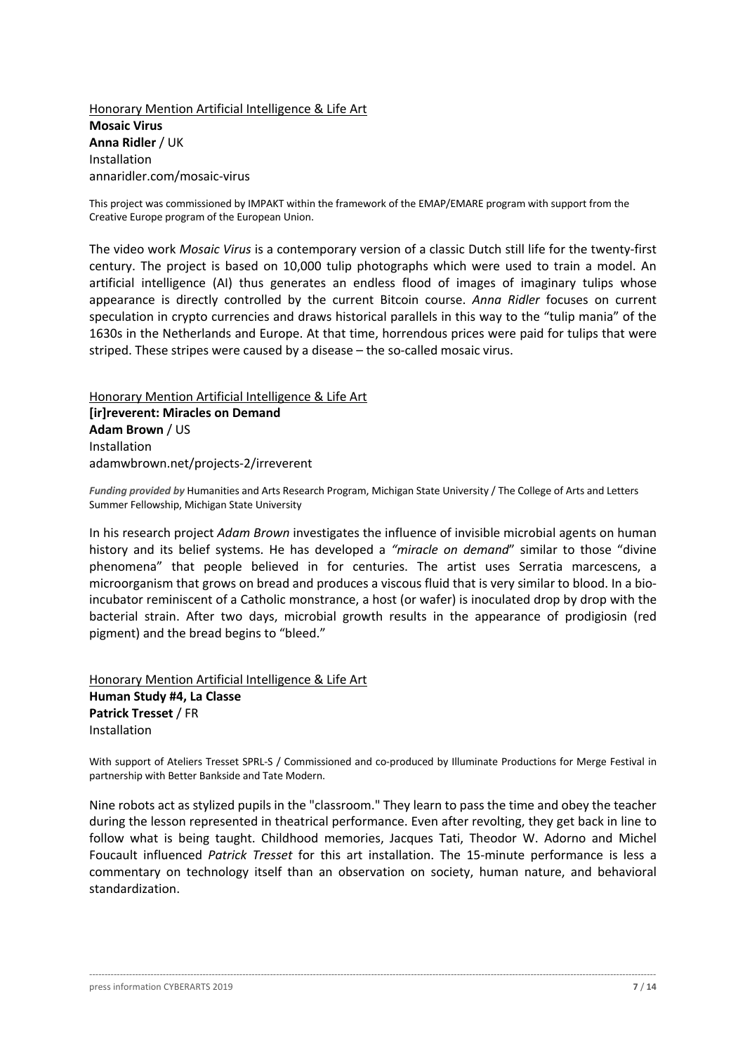<u>Honorary Mention Artificial Intelligence & Life Art</u>
**Mosaic Virus**
**Anna Ridler** / UK
Installation
annaridler.com/mosaic-virus

This project was commissioned by IMPAKT within the framework of the EMAP/EMARE program with support from the Creative Europe program of the European Union.

The video work *Mosaic Virus* is a contemporary version of a classic Dutch still life for the twenty-first century. The project is based on 10,000 tulip photographs which were used to train a model. An artificial intelligence (AI) thus generates an endless flood of images of imaginary tulips whose appearance is directly controlled by the current Bitcoin course. *Anna Ridler* focuses on current speculation in crypto currencies and draws historical parallels in this way to the "tulip mania" of the 1630s in the Netherlands and Europe. At that time, horrendous prices were paid for tulips that were striped. These stripes were caused by a disease – the so-called mosaic virus.

<u>Honorary Mention Artificial Intelligence & Life Art</u>
**[ir]reverent: Miracles on Demand**
**Adam Brown** / US
Installation
adamwbrown.net/projects-2/irreverent

***Funding provided by*** Humanities and Arts Research Program, Michigan State University / The College of Arts and Letters Summer Fellowship, Michigan State University

In his research project *Adam Brown* investigates the influence of invisible microbial agents on human history and its belief systems. He has developed a *"miracle on demand*" similar to those "divine phenomena" that people believed in for centuries. The artist uses Serratia marcescens, a microorganism that grows on bread and produces a viscous fluid that is very similar to blood. In a bio-incubator reminiscent of a Catholic monstrance, a host (or wafer) is inoculated drop by drop with the bacterial strain. After two days, microbial growth results in the appearance of prodigiosin (red pigment) and the bread begins to "bleed."

<u>Honorary Mention Artificial Intelligence & Life Art</u>
**Human Study #4, La Classe**
**Patrick Tresset** / FR
Installation

With support of Ateliers Tresset SPRL-S / Commissioned and co-produced by Illuminate Productions for Merge Festival in partnership with Better Bankside and Tate Modern.

Nine robots act as stylized pupils in the "classroom." They learn to pass the time and obey the teacher during the lesson represented in theatrical performance. Even after revolting, they get back in line to follow what is being taught. Childhood memories, Jacques Tati, Theodor W. Adorno and Michel Foucault influenced *Patrick Tresset* for this art installation. The 15-minute performance is less a commentary on technology itself than an observation on society, human nature, and behavioral standardization.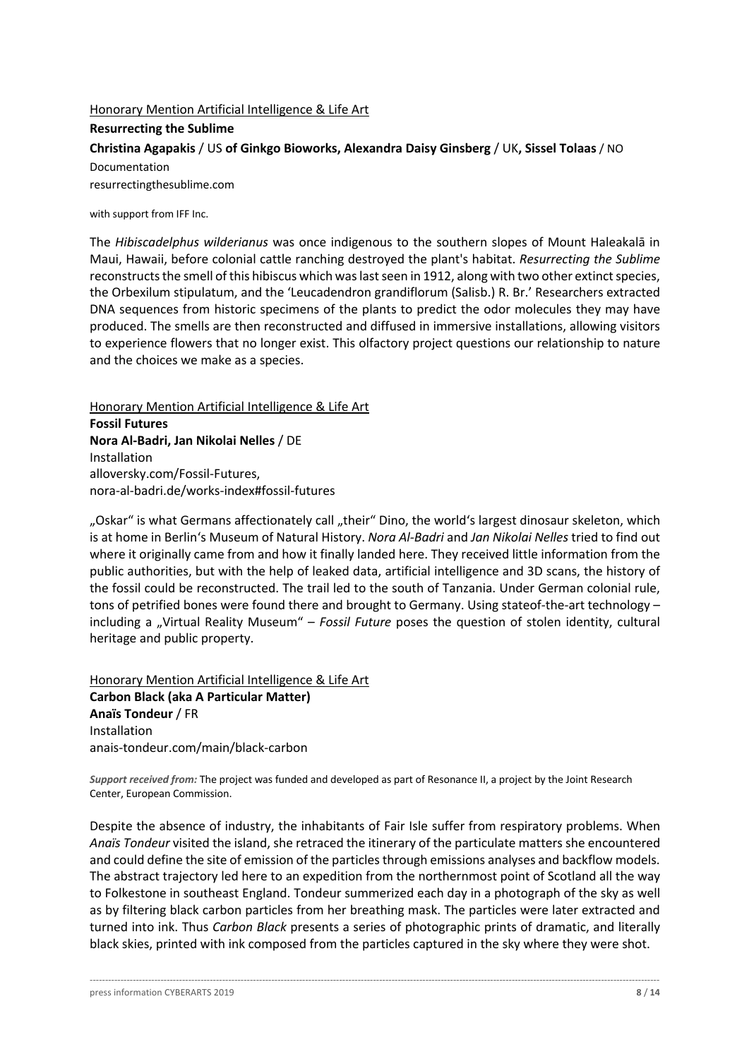Honorary Mention Artificial Intelligence & Life Art

**Resurrecting the Sublime**

**Christina Agapakis** / US **of Ginkgo Bioworks, Alexandra Daisy Ginsberg** / UK**, Sissel Tolaas** / NO

Documentation

resurrectingthesublime.com

with support from IFF Inc.

The *Hibiscadelphus wilderianus* was once indigenous to the southern slopes of Mount Haleakalā in Maui, Hawaii, before colonial cattle ranching destroyed the plant's habitat. *Resurrecting the Sublime* reconstructs the smell of this hibiscus which was last seen in 1912, along with two other extinct species, the Orbexilum stipulatum, and the 'Leucadendron grandiflorum (Salisb.) R. Br.' Researchers extracted DNA sequences from historic specimens of the plants to predict the odor molecules they may have produced. The smells are then reconstructed and diffused in immersive installations, allowing visitors to experience flowers that no longer exist. This olfactory project questions our relationship to nature and the choices we make as a species.

Honorary Mention Artificial Intelligence & Life Art

**Fossil Futures**

**Nora Al-Badri, Jan Nikolai Nelles** / DE

Installation

alloversky.com/Fossil-Futures,
nora-al-badri.de/works-index#fossil-futures

„Oskar" is what Germans affectionately call „their" Dino, the world's largest dinosaur skeleton, which is at home in Berlin's Museum of Natural History. *Nora Al-Badri* and *Jan Nikolai Nelles* tried to find out where it originally came from and how it finally landed here. They received little information from the public authorities, but with the help of leaked data, artificial intelligence and 3D scans, the history of the fossil could be reconstructed. The trail led to the south of Tanzania. Under German colonial rule, tons of petrified bones were found there and brought to Germany. Using stateof-the-art technology – including a „Virtual Reality Museum" – *Fossil Future* poses the question of stolen identity, cultural heritage and public property.

Honorary Mention Artificial Intelligence & Life Art

**Carbon Black (aka A Particular Matter)**

**Anaïs Tondeur** / FR

Installation

anais-tondeur.com/main/black-carbon

***Support received from:*** The project was funded and developed as part of Resonance II, a project by the Joint Research Center, European Commission.

Despite the absence of industry, the inhabitants of Fair Isle suffer from respiratory problems. When *Anaïs Tondeur* visited the island, she retraced the itinerary of the particulate matters she encountered and could define the site of emission of the particles through emissions analyses and backflow models. The abstract trajectory led here to an expedition from the northernmost point of Scotland all the way to Folkestone in southeast England. Tondeur summerized each day in a photograph of the sky as well as by filtering black carbon particles from her breathing mask. The particles were later extracted and turned into ink. Thus *Carbon Black* presents a series of photographic prints of dramatic, and literally black skies, printed with ink composed from the particles captured in the sky where they were shot.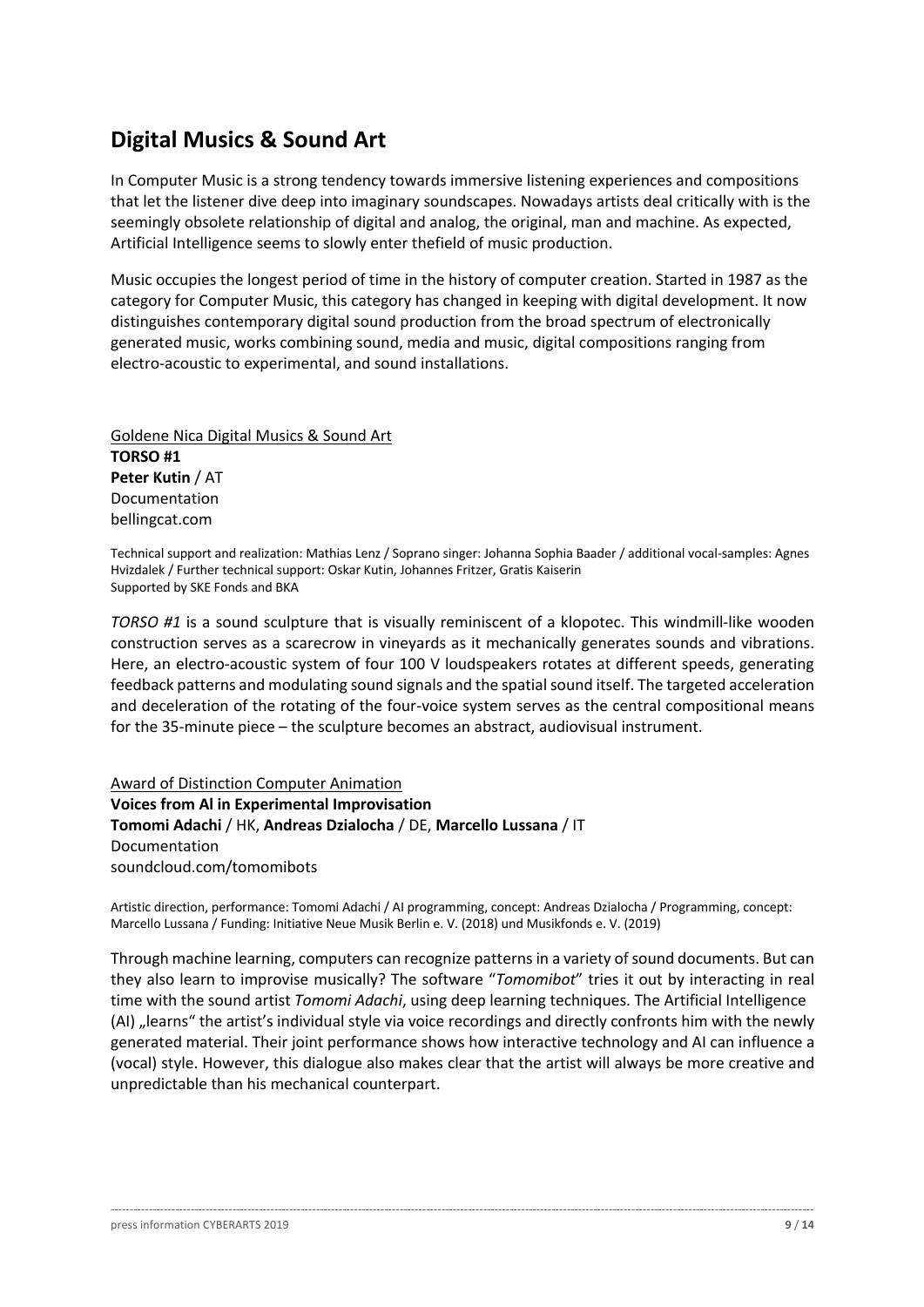## Digital Musics & Sound Art

In Computer Music is a strong tendency towards immersive listening experiences and compositions that let the listener dive deep into imaginary soundscapes. Nowadays artists deal critically with is the seemingly obsolete relationship of digital and analog, the original, man and machine. As expected, Artificial Intelligence seems to slowly enter thefield of music production.

Music occupies the longest period of time in the history of computer creation. Started in 1987 as the category for Computer Music, this category has changed in keeping with digital development. It now distinguishes contemporary digital sound production from the broad spectrum of electronically generated music, works combining sound, media and music, digital compositions ranging from electro-acoustic to experimental, and sound installations.

<u>Goldene Nica Digital Musics & Sound Art</u>
**TORSO #1**
**Peter Kutin** / AT
Documentation
bellingcat.com

Technical support and realization: Mathias Lenz / Soprano singer: Johanna Sophia Baader / additional vocal-samples: Agnes Hvizdalek / Further technical support: Oskar Kutin, Johannes Fritzer, Gratis Kaiserin
Supported by SKE Fonds and BKA

*TORSO #1* is a sound sculpture that is visually reminiscent of a klopotec. This windmill-like wooden construction serves as a scarecrow in vineyards as it mechanically generates sounds and vibrations. Here, an electro-acoustic system of four 100 V loudspeakers rotates at different speeds, generating feedback patterns and modulating sound signals and the spatial sound itself. The targeted acceleration and deceleration of the rotating of the four-voice system serves as the central compositional means for the 35-minute piece – the sculpture becomes an abstract, audiovisual instrument.

<u>Award of Distinction Computer Animation</u>
**Voices from Al in Experimental Improvisation**
**Tomomi Adachi** / HK, **Andreas Dzialocha** / DE, **Marcello Lussana** / IT
Documentation
soundcloud.com/tomomibots

Artistic direction, performance: Tomomi Adachi / AI programming, concept: Andreas Dzialocha / Programming, concept: Marcello Lussana / Funding: Initiative Neue Musik Berlin e. V. (2018) und Musikfonds e. V. (2019)

Through machine learning, computers can recognize patterns in a variety of sound documents. But can they also learn to improvise musically? The software "*Tomomibot*" tries it out by interacting in real time with the sound artist *Tomomi Adachi*, using deep learning techniques. The Artificial Intelligence (AI) „learns" the artist's individual style via voice recordings and directly confronts him with the newly generated material. Their joint performance shows how interactive technology and AI can influence a (vocal) style. However, this dialogue also makes clear that the artist will always be more creative and unpredictable than his mechanical counterpart.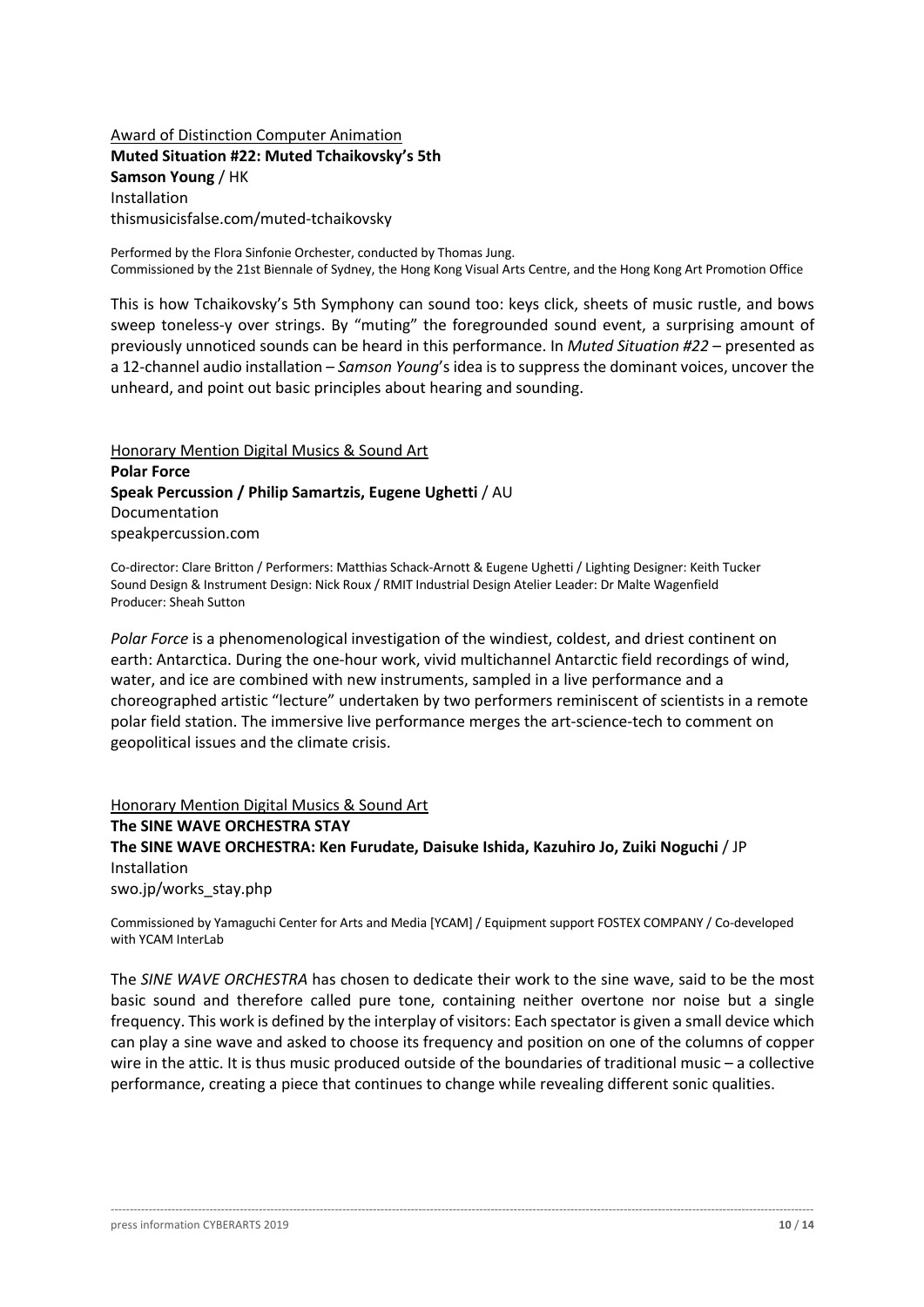Award of Distinction Computer Animation

**Muted Situation #22: Muted Tchaikovsky's 5th**
**Samson Young** / HK
Installation
thismusicisfalse.com/muted-tchaikovsky

Performed by the Flora Sinfonie Orchester, conducted by Thomas Jung.
Commissioned by the 21st Biennale of Sydney, the Hong Kong Visual Arts Centre, and the Hong Kong Art Promotion Office

This is how Tchaikovsky's 5th Symphony can sound too: keys click, sheets of music rustle, and bows sweep toneless-y over strings. By "muting" the foregrounded sound event, a surprising amount of previously unnoticed sounds can be heard in this performance. In *Muted Situation #22* – presented as a 12-channel audio installation – *Samson Young*'s idea is to suppress the dominant voices, uncover the unheard, and point out basic principles about hearing and sounding.

Honorary Mention Digital Musics & Sound Art

**Polar Force**
**Speak Percussion / Philip Samartzis, Eugene Ughetti** / AU
Documentation
speakpercussion.com

Co-director: Clare Britton / Performers: Matthias Schack-Arnott & Eugene Ughetti / Lighting Designer: Keith Tucker
Sound Design & Instrument Design: Nick Roux / RMIT Industrial Design Atelier Leader: Dr Malte Wagenfield
Producer: Sheah Sutton

*Polar Force* is a phenomenological investigation of the windiest, coldest, and driest continent on earth: Antarctica. During the one-hour work, vivid multichannel Antarctic field recordings of wind, water, and ice are combined with new instruments, sampled in a live performance and a choreographed artistic "lecture" undertaken by two performers reminiscent of scientists in a remote polar field station. The immersive live performance merges the art-science-tech to comment on geopolitical issues and the climate crisis.

Honorary Mention Digital Musics & Sound Art

**The SINE WAVE ORCHESTRA STAY**
**The SINE WAVE ORCHESTRA: Ken Furudate, Daisuke Ishida, Kazuhiro Jo, Zuiki Noguchi** / JP
Installation
swo.jp/works_stay.php

Commissioned by Yamaguchi Center for Arts and Media [YCAM] / Equipment support FOSTEX COMPANY / Co-developed with YCAM InterLab

The *SINE WAVE ORCHESTRA* has chosen to dedicate their work to the sine wave, said to be the most basic sound and therefore called pure tone, containing neither overtone nor noise but a single frequency. This work is defined by the interplay of visitors: Each spectator is given a small device which can play a sine wave and asked to choose its frequency and position on one of the columns of copper wire in the attic. It is thus music produced outside of the boundaries of traditional music – a collective performance, creating a piece that continues to change while revealing different sonic qualities.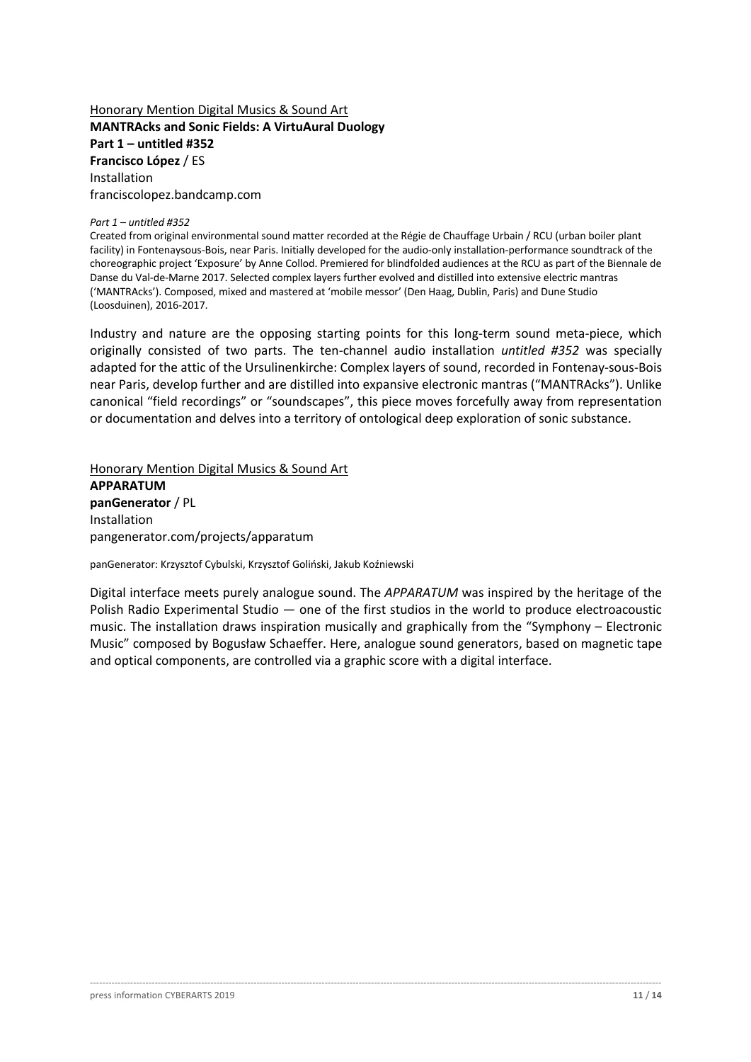Honorary Mention Digital Musics & Sound Art

**MANTRAcks and Sonic Fields: A VirtuAural Duology**

**Part 1 – untitled #352**

**Francisco López** / ES

Installation

franciscolopez.bandcamp.com

*Part 1 – untitled #352*

Created from original environmental sound matter recorded at the Régie de Chauffage Urbain / RCU (urban boiler plant facility) in Fontenaysous-Bois, near Paris. Initially developed for the audio-only installation-performance soundtrack of the choreographic project 'Exposure' by Anne Collod. Premiered for blindfolded audiences at the RCU as part of the Biennale de Danse du Val-de-Marne 2017. Selected complex layers further evolved and distilled into extensive electric mantras ('MANTRAcks'). Composed, mixed and mastered at 'mobile messor' (Den Haag, Dublin, Paris) and Dune Studio (Loosduinen), 2016-2017.

Industry and nature are the opposing starting points for this long-term sound meta-piece, which originally consisted of two parts. The ten-channel audio installation *untitled #352* was specially adapted for the attic of the Ursulinenkirche: Complex layers of sound, recorded in Fontenay-sous-Bois near Paris, develop further and are distilled into expansive electronic mantras ("MANTRAcks"). Unlike canonical "field recordings" or "soundscapes", this piece moves forcefully away from representation or documentation and delves into a territory of ontological deep exploration of sonic substance.

Honorary Mention Digital Musics & Sound Art

**APPARATUM**

**panGenerator** / PL

Installation

pangenerator.com/projects/apparatum

panGenerator: Krzysztof Cybulski, Krzysztof Goliński, Jakub Koźniewski

Digital interface meets purely analogue sound. The *APPARATUM* was inspired by the heritage of the Polish Radio Experimental Studio — one of the first studios in the world to produce electroacoustic music. The installation draws inspiration musically and graphically from the "Symphony – Electronic Music" composed by Bogusław Schaeffer. Here, analogue sound generators, based on magnetic tape and optical components, are controlled via a graphic score with a digital interface.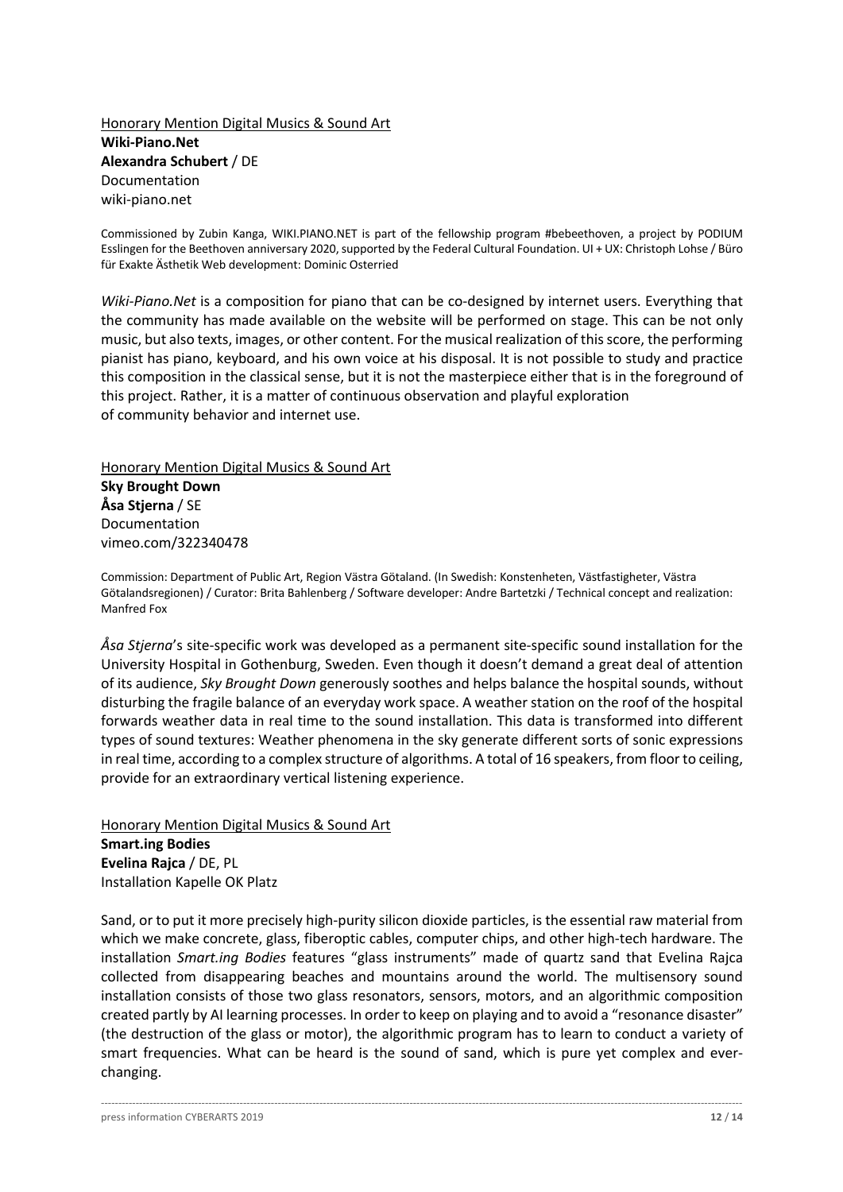Honorary Mention Digital Musics & Sound Art
**Wiki-Piano.Net**
**Alexandra Schubert** / DE
Documentation
wiki-piano.net

Commissioned by Zubin Kanga, WIKI.PIANO.NET is part of the fellowship program #bebeethoven, a project by PODIUM Esslingen for the Beethoven anniversary 2020, supported by the Federal Cultural Foundation. UI + UX: Christoph Lohse / Büro für Exakte Ästhetik Web development: Dominic Osterried

*Wiki-Piano.Net* is a composition for piano that can be co-designed by internet users. Everything that the community has made available on the website will be performed on stage. This can be not only music, but also texts, images, or other content. For the musical realization of this score, the performing pianist has piano, keyboard, and his own voice at his disposal. It is not possible to study and practice this composition in the classical sense, but it is not the masterpiece either that is in the foreground of this project. Rather, it is a matter of continuous observation and playful exploration of community behavior and internet use.

Honorary Mention Digital Musics & Sound Art
**Sky Brought Down**
**Åsa Stjerna** / SE
Documentation
vimeo.com/322340478

Commission: Department of Public Art, Region Västra Götaland. (In Swedish: Konstenheten, Västfastigheter, Västra Götalandsregionen) / Curator: Brita Bahlenberg / Software developer: Andre Bartetzki / Technical concept and realization: Manfred Fox

*Åsa Stjerna*'s site-specific work was developed as a permanent site-specific sound installation for the University Hospital in Gothenburg, Sweden. Even though it doesn't demand a great deal of attention of its audience, *Sky Brought Down* generously soothes and helps balance the hospital sounds, without disturbing the fragile balance of an everyday work space. A weather station on the roof of the hospital forwards weather data in real time to the sound installation. This data is transformed into different types of sound textures: Weather phenomena in the sky generate different sorts of sonic expressions in real time, according to a complex structure of algorithms. A total of 16 speakers, from floor to ceiling, provide for an extraordinary vertical listening experience.

Honorary Mention Digital Musics & Sound Art
**Smart.ing Bodies**
**Evelina Rajca** / DE, PL
Installation Kapelle OK Platz

Sand, or to put it more precisely high-purity silicon dioxide particles, is the essential raw material from which we make concrete, glass, fiberoptic cables, computer chips, and other high-tech hardware. The installation *Smart.ing Bodies* features "glass instruments" made of quartz sand that Evelina Rajca collected from disappearing beaches and mountains around the world. The multisensory sound installation consists of those two glass resonators, sensors, motors, and an algorithmic composition created partly by AI learning processes. In order to keep on playing and to avoid a "resonance disaster" (the destruction of the glass or motor), the algorithmic program has to learn to conduct a variety of smart frequencies. What can be heard is the sound of sand, which is pure yet complex and ever-changing.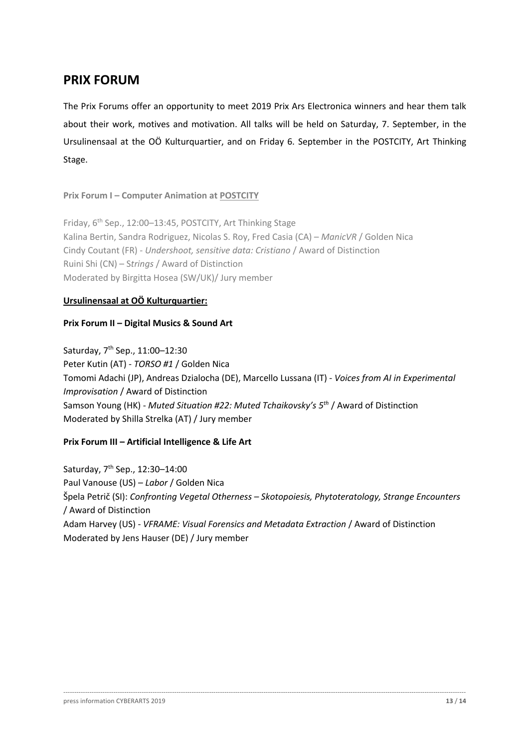## PRIX FORUM

The Prix Forums offer an opportunity to meet 2019 Prix Ars Electronica winners and hear them talk about their work, motives and motivation. All talks will be held on Saturday, 7. September, in the Ursulinensaal at the OÖ Kulturquartier, and on Friday 6. September in the POSTCITY, Art Thinking Stage.

**Prix Forum I – Computer Animation at POSTCITY**

Friday, 6th Sep., 12:00–13:45, POSTCITY, Art Thinking Stage
Kalina Bertin, Sandra Rodriguez, Nicolas S. Roy, Fred Casia (CA) – *ManicVR* / Golden Nica
Cindy Coutant (FR) - *Undershoot, sensitive data: Cristiano* / Award of Distinction
Ruini Shi (CN) – S*trings* / Award of Distinction
Moderated by Birgitta Hosea (SW/UK)/ Jury member

**Ursulinensaal at OÖ Kulturquartier:**

**Prix Forum II – Digital Musics & Sound Art**

Saturday, 7th Sep., 11:00–12:30
Peter Kutin (AT) - *TORSO #1* / Golden Nica
Tomomi Adachi (JP), Andreas Dzialocha (DE), Marcello Lussana (IT) - *Voices from AI in Experimental Improvisation* / Award of Distinction
Samson Young (HK) - *Muted Situation #22: Muted Tchaikovsky's 5th* / Award of Distinction
Moderated by Shilla Strelka (AT) / Jury member

**Prix Forum III – Artificial Intelligence & Life Art**

Saturday, 7th Sep., 12:30–14:00
Paul Vanouse (US) – *Labor* / Golden Nica
Špela Petrič (SI): *Confronting Vegetal Otherness – Skotopoiesis, Phytoteratology, Strange Encounters* / Award of Distinction
Adam Harvey (US) - *VFRAME: Visual Forensics and Metadata Extraction* / Award of Distinction
Moderated by Jens Hauser (DE) / Jury member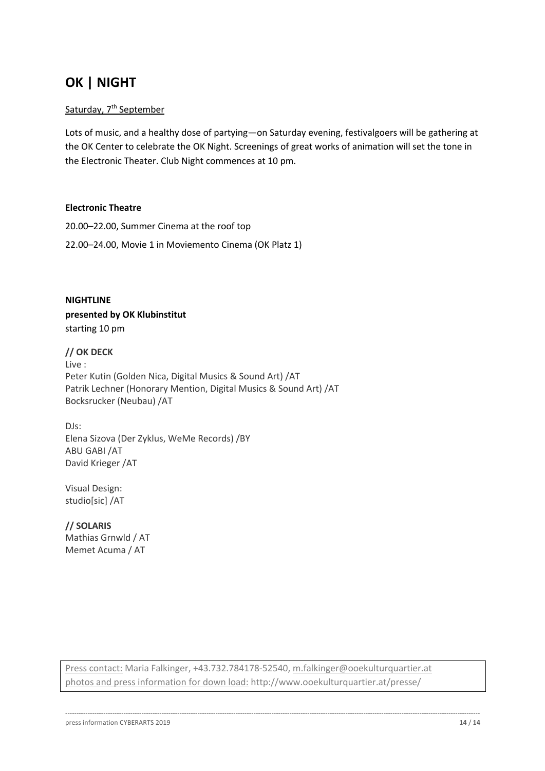# OK | NIGHT

Saturday, 7th September

Lots of music, and a healthy dose of partying—on Saturday evening, festivalgoers will be gathering at the OK Center to celebrate the OK Night. Screenings of great works of animation will set the tone in the Electronic Theater. Club Night commences at 10 pm.

**Electronic Theatre**

20.00–22.00, Summer Cinema at the roof top

22.00–24.00, Movie 1 in Moviemento Cinema (OK Platz 1)

**NIGHTLINE**
**presented by OK Klubinstitut**
starting 10 pm

**// OK DECK**
Live :
Peter Kutin (Golden Nica, Digital Musics & Sound Art) /AT
Patrik Lechner (Honorary Mention, Digital Musics & Sound Art) /AT
Bocksrucker (Neubau) /AT

DJs:
Elena Sizova (Der Zyklus, WeMe Records) /BY
ABU GABI /AT
David Krieger /AT

Visual Design:
studio[sic] /AT

**// SOLARIS**
Mathias Grnwld / AT
Memet Acuma / AT

Press contact: Maria Falkinger, +43.732.784178-52540, m.falkinger@ooekulturquartier.at
photos and press information for down load: http://www.ooekulturquartier.at/presse/